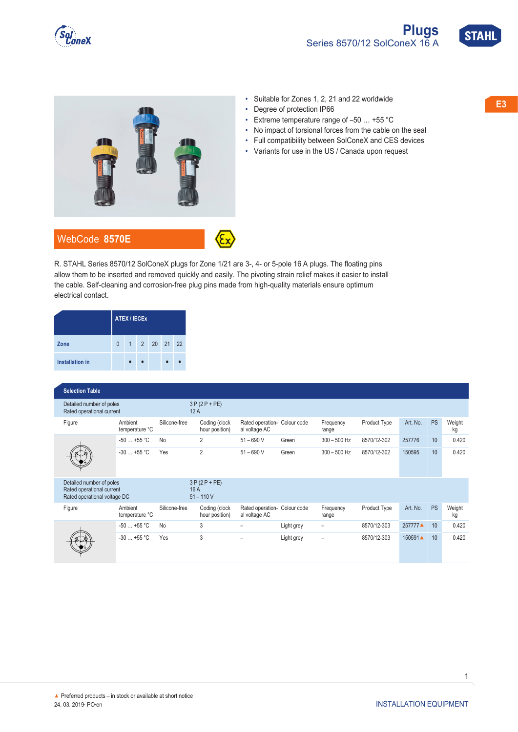# Plugs

## Series 8570/12 SolConeX 16 A

- Suitable for Zones 1, 2, 21 and 22 worldwide
- Degree of protection IP66
- Extreme temperature range of –50 … +55 °C
- No impact of torsional forces from the cable on the seal
- Full compatibility between SolConeX and CES devices
- Variants for use in the US / Canada upon request

**WebCode 8570E**

R. STAHL Series 8570/12 SolConeX plugs for Zone 1/21 are 3-, 4- or 5-pole 16 A plugs. The floating pins allow them to be inserted and removed quickly and easily. The pivoting strain relief makes it easier to install the cable. Self-cleaning and corrosion-free plug pins made from high-quality materials ensure optimum electrical contact.

| | ATEX / IECEx | | | | | |
|---|---|---|---|---|---|---|
| **Zone** | 0 | 1 | 2 | 20 | 21 | 22 |
| **Installation in** | | • | • | | • | • |

**Selection Table**

| Detailed number of poles<br>Rated operational current | | | 3 P (2 P + PE)<br>12 A | | | | | | | |
|---|---|---|---|---|---|---|---|---|---|---|
| Figure | Ambient temperature °C | Silicone-free | Coding (clock hour position) | Rated operational voltage AC | Colour code | Frequency range | Product Type | Art. No. | PS | Weight kg |
| | -50 … +55 °C | No | 2 | 51 – 690 V | Green | 300 – 500 Hz | 8570/12-302 | 257776 | 10 | 0.420 |
| | -30 … +55 °C | Yes | 2 | 51 – 690 V | Green | 300 – 500 Hz | 8570/12-302 | 150595 | 10 | 0.420 |

| Detailed number of poles<br>Rated operational current<br>Rated operational voltage DC | | | 3 P (2 P + PE)<br>16 A<br>51 – 110 V | | | | | | | |
|---|---|---|---|---|---|---|---|---|---|---|
| Figure | Ambient temperature °C | Silicone-free | Coding (clock hour position) | Rated operational voltage AC | Colour code | Frequency range | Product Type | Art. No. | PS | Weight kg |
| | -50 … +55 °C | No | 3 | – | Light grey | – | 8570/12-303 | 257777 ▲ | 10 | 0.420 |
| | -30 … +55 °C | Yes | 3 | – | Light grey | – | 8570/12-303 | 150591 ▲ | 10 | 0.420 |

▲ Preferred products – in stock or available at short notice

24. 03. 2019· PO·en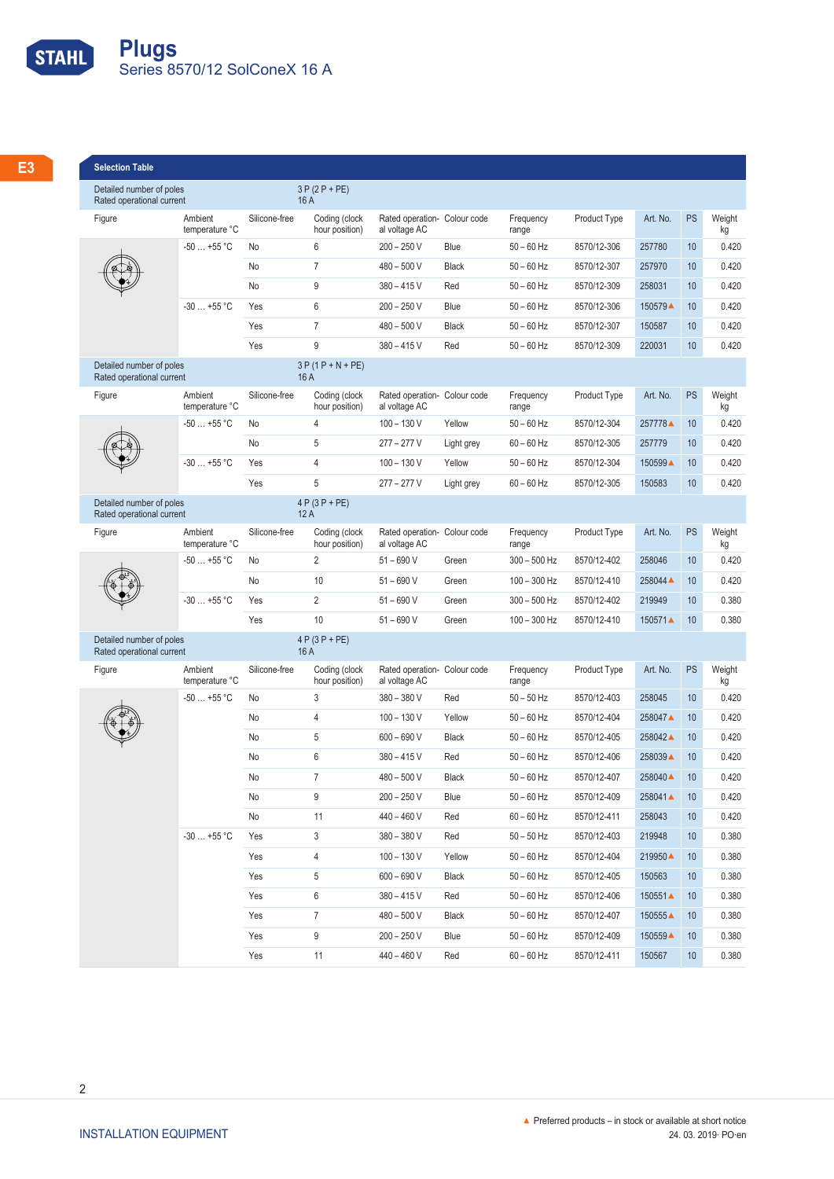# Plugs

Series 8570/12 SolConeX 16 A

E3

## Selection Table

| Detailed number of poles<br>Rated operational current | | 3 P (2 P + PE)<br>16 A | | | | | | | | |
|---|---|---|---|---|---|---|---|---|---|---|
| Figure | Ambient temperature °C | Silicone-free | Coding (clock hour position) | Rated operational voltage AC | Colour code | Frequency range | Product Type | Art. No. | PS | Weight kg |
| | -50 … +55 °C | No | 6 | 200 – 250 V | Blue | 50 – 60 Hz | 8570/12-306 | 257780 | 10 | 0.420 |
| | | No | 7 | 480 – 500 V | Black | 50 – 60 Hz | 8570/12-307 | 257970 | 10 | 0.420 |
| | | No | 9 | 380 – 415 V | Red | 50 – 60 Hz | 8570/12-309 | 258031 | 10 | 0.420 |
| | -30 … +55 °C | Yes | 6 | 200 – 250 V | Blue | 50 – 60 Hz | 8570/12-306 | 150579 ▲ | 10 | 0.420 |
| | | Yes | 7 | 480 – 500 V | Black | 50 – 60 Hz | 8570/12-307 | 150587 | 10 | 0.420 |
| | | Yes | 9 | 380 – 415 V | Red | 50 – 60 Hz | 8570/12-309 | 220031 | 10 | 0.420 |

| Detailed number of poles<br>Rated operational current | | 3 P (1 P + N + PE)<br>16 A | | | | | | | | |
|---|---|---|---|---|---|---|---|---|---|---|
| Figure | Ambient temperature °C | Silicone-free | Coding (clock hour position) | Rated operational voltage AC | Colour code | Frequency range | Product Type | Art. No. | PS | Weight kg |
| | -50 … +55 °C | No | 4 | 100 – 130 V | Yellow | 50 – 60 Hz | 8570/12-304 | 257778 ▲ | 10 | 0.420 |
| | | No | 5 | 277 – 277 V | Light grey | 60 – 60 Hz | 8570/12-305 | 257779 | 10 | 0.420 |
| | -30 … +55 °C | Yes | 4 | 100 – 130 V | Yellow | 50 – 60 Hz | 8570/12-304 | 150599 ▲ | 10 | 0.420 |
| | | Yes | 5 | 277 – 277 V | Light grey | 60 – 60 Hz | 8570/12-305 | 150583 | 10 | 0.420 |

| Detailed number of poles<br>Rated operational current | | 4 P (3 P + PE)<br>12 A | | | | | | | | |
|---|---|---|---|---|---|---|---|---|---|---|
| Figure | Ambient temperature °C | Silicone-free | Coding (clock hour position) | Rated operational voltage AC | Colour code | Frequency range | Product Type | Art. No. | PS | Weight kg |
| | -50 … +55 °C | No | 2 | 51 – 690 V | Green | 300 – 500 Hz | 8570/12-402 | 258046 | 10 | 0.420 |
| | | No | 10 | 51 – 690 V | Green | 100 – 300 Hz | 8570/12-410 | 258044 ▲ | 10 | 0.420 |
| | -30 … +55 °C | Yes | 2 | 51 – 690 V | Green | 300 – 500 Hz | 8570/12-402 | 219949 | 10 | 0.380 |
| | | Yes | 10 | 51 – 690 V | Green | 100 – 300 Hz | 8570/12-410 | 150571 ▲ | 10 | 0.380 |

| Detailed number of poles<br>Rated operational current | | 4 P (3 P + PE)<br>16 A | | | | | | | | |
|---|---|---|---|---|---|---|---|---|---|---|
| Figure | Ambient temperature °C | Silicone-free | Coding (clock hour position) | Rated operational voltage AC | Colour code | Frequency range | Product Type | Art. No. | PS | Weight kg |
| | -50 … +55 °C | No | 3 | 380 – 380 V | Red | 50 – 50 Hz | 8570/12-403 | 258045 | 10 | 0.420 |
| | | No | 4 | 100 – 130 V | Yellow | 50 – 60 Hz | 8570/12-404 | 258047 ▲ | 10 | 0.420 |
| | | No | 5 | 600 – 690 V | Black | 50 – 60 Hz | 8570/12-405 | 258042 ▲ | 10 | 0.420 |
| | | No | 6 | 380 – 415 V | Red | 50 – 60 Hz | 8570/12-406 | 258039 ▲ | 10 | 0.420 |
| | | No | 7 | 480 – 500 V | Black | 50 – 60 Hz | 8570/12-407 | 258040 ▲ | 10 | 0.420 |
| | | No | 9 | 200 – 250 V | Blue | 50 – 60 Hz | 8570/12-409 | 258041 ▲ | 10 | 0.420 |
| | | No | 11 | 440 – 460 V | Red | 60 – 60 Hz | 8570/12-411 | 258043 | 10 | 0.420 |
| | -30 … +55 °C | Yes | 3 | 380 – 380 V | Red | 50 – 50 Hz | 8570/12-403 | 219948 | 10 | 0.380 |
| | | Yes | 4 | 100 – 130 V | Yellow | 50 – 60 Hz | 8570/12-404 | 219950 ▲ | 10 | 0.380 |
| | | Yes | 5 | 600 – 690 V | Black | 50 – 60 Hz | 8570/12-405 | 150563 | 10 | 0.380 |
| | | Yes | 6 | 380 – 415 V | Red | 50 – 60 Hz | 8570/12-406 | 150551 ▲ | 10 | 0.380 |
| | | Yes | 7 | 480 – 500 V | Black | 50 – 60 Hz | 8570/12-407 | 150555 ▲ | 10 | 0.380 |
| | | Yes | 9 | 200 – 250 V | Blue | 50 – 60 Hz | 8570/12-409 | 150559 ▲ | 10 | 0.380 |
| | | Yes | 11 | 440 – 460 V | Red | 60 – 60 Hz | 8570/12-411 | 150567 | 10 | 0.380 |

▲ Preferred products – in stock or available at short notice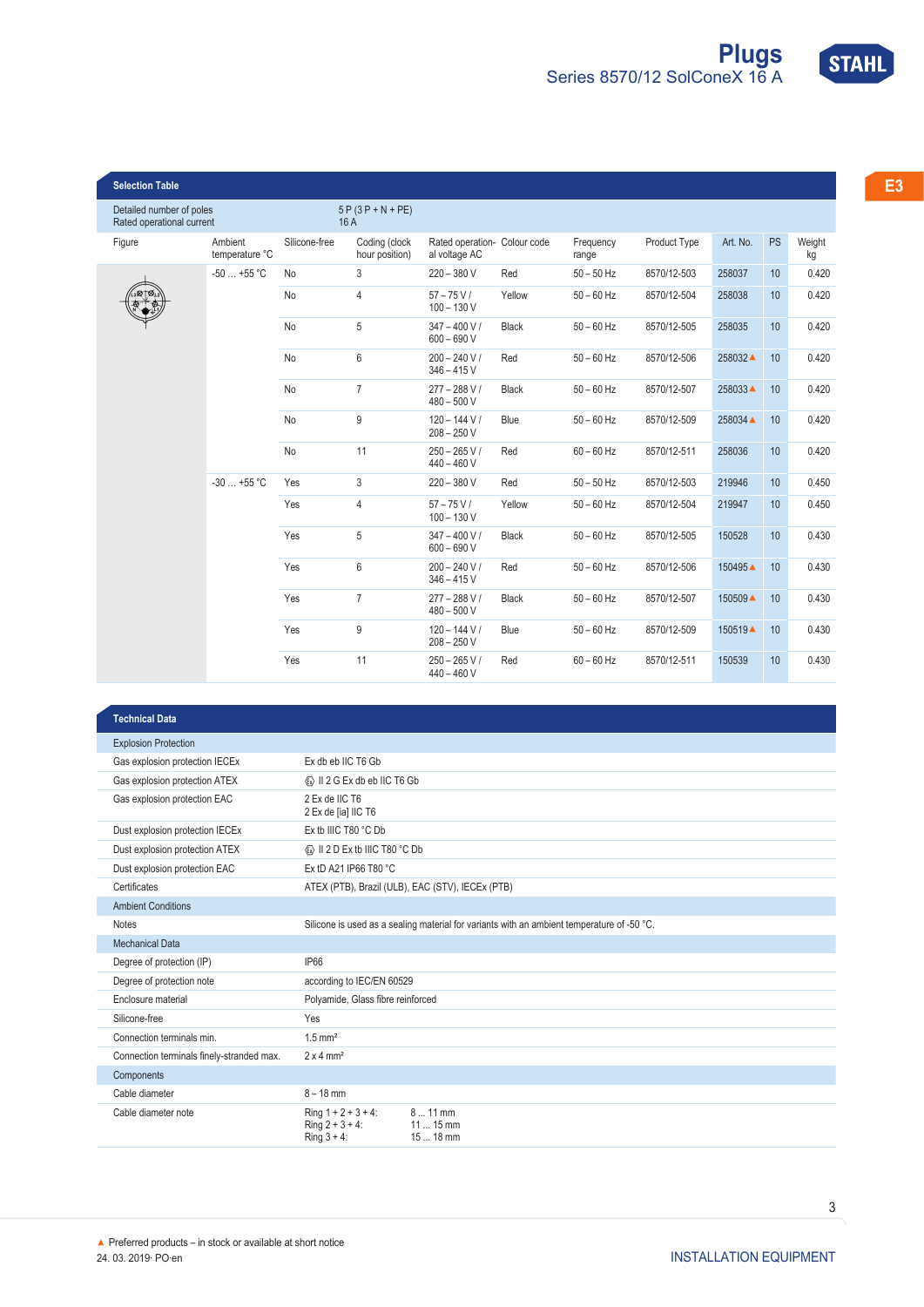## Selection Table

| Detailed number of poles<br>Rated operational current | | | 5 P (3 P + N + PE)<br>16 A | | | | | | | |
|---|---|---|---|---|---|---|---|---|---|---|
| Figure | Ambient temperature °C | Silicone-free | Coding (clock hour position) | Rated operational voltage AC | Colour code | Frequency range | Product Type | Art. No. | PS | Weight kg |
| | -50 … +55 °C | No | 3 | 220 – 380 V | Red | 50 – 50 Hz | 8570/12-503 | 258037 | 10 | 0.420 |
| | | No | 4 | 57 – 75 V / 100 – 130 V | Yellow | 50 – 60 Hz | 8570/12-504 | 258038 | 10 | 0.420 |
| | | No | 5 | 347 – 400 V / 600 – 690 V | Black | 50 – 60 Hz | 8570/12-505 | 258035 | 10 | 0.420 |
| | | No | 6 | 200 – 240 V / 346 – 415 V | Red | 50 – 60 Hz | 8570/12-506 | 258032▲ | 10 | 0.420 |
| | | No | 7 | 277 – 288 V / 480 – 500 V | Black | 50 – 60 Hz | 8570/12-507 | 258033▲ | 10 | 0.420 |
| | | No | 9 | 120 – 144 V / 208 – 250 V | Blue | 50 – 60 Hz | 8570/12-509 | 258034▲ | 10 | 0.420 |
| | | No | 11 | 250 – 265 V / 440 – 460 V | Red | 60 – 60 Hz | 8570/12-511 | 258036 | 10 | 0.420 |
| | -30 … +55 °C | Yes | 3 | 220 – 380 V | Red | 50 – 50 Hz | 8570/12-503 | 219946 | 10 | 0.450 |
| | | Yes | 4 | 57 – 75 V / 100 – 130 V | Yellow | 50 – 60 Hz | 8570/12-504 | 219947 | 10 | 0.450 |
| | | Yes | 5 | 347 – 400 V / 600 – 690 V | Black | 50 – 60 Hz | 8570/12-505 | 150528 | 10 | 0.430 |
| | | Yes | 6 | 200 – 240 V / 346 – 415 V | Red | 50 – 60 Hz | 8570/12-506 | 150495▲ | 10 | 0.430 |
| | | Yes | 7 | 277 – 288 V / 480 – 500 V | Black | 50 – 60 Hz | 8570/12-507 | 150509▲ | 10 | 0.430 |
| | | Yes | 9 | 120 – 144 V / 208 – 250 V | Blue | 50 – 60 Hz | 8570/12-509 | 150519▲ | 10 | 0.430 |
| | | Yes | 11 | 250 – 265 V / 440 – 460 V | Red | 60 – 60 Hz | 8570/12-511 | 150539 | 10 | 0.430 |

## Technical Data

| | |
|---|---|
| **Explosion Protection** | |
| Gas explosion protection IECEx | Ex db eb IIC T6 Gb |
| Gas explosion protection ATEX | Ⓔx II 2 G Ex db eb IIC T6 Gb |
| Gas explosion protection EAC | 2 Ex de IIC T6<br>2 Ex de [ia] IIC T6 |
| Dust explosion protection IECEx | Ex tb IIIC T80 °C Db |
| Dust explosion protection ATEX | Ⓔx II 2 D Ex tb IIIC T80 °C Db |
| Dust explosion protection EAC | Ex tD A21 IP66 T80 °C |
| Certificates | ATEX (PTB), Brazil (ULB), EAC (STV), IECEx (PTB) |
| **Ambient Conditions** | |
| Notes | Silicone is used as a sealing material for variants with an ambient temperature of -50 °C. |
| **Mechanical Data** | |
| Degree of protection (IP) | IP66 |
| Degree of protection note | according to IEC/EN 60529 |
| Enclosure material | Polyamide, Glass fibre reinforced |
| Silicone-free | Yes |
| Connection terminals min. | 1.5 mm² |
| Connection terminals finely-stranded max. | 2 x 4 mm² |
| **Components** | |
| Cable diameter | 8 – 18 mm |
| Cable diameter note | Ring 1 + 2 + 3 + 4: 8 ... 11 mm<br>Ring 2 + 3 + 4: 11 ... 15 mm<br>Ring 3 + 4: 15 ... 18 mm |

▲ Preferred products – in stock or available at short notice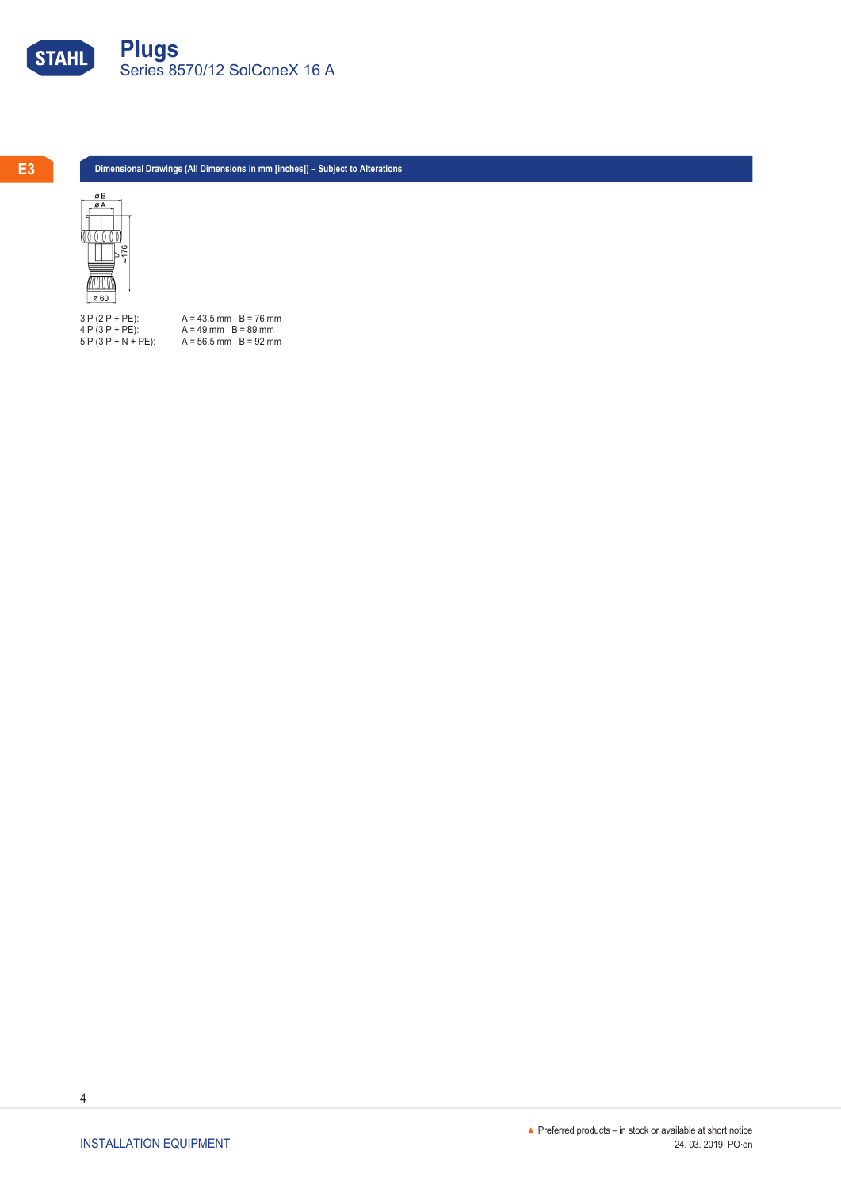# Plugs

Series 8570/12 SolConeX 16 A

E3

## Dimensional Drawings (All Dimensions in mm [inches]) – Subject to Alterations

ø B
ø A
~ 176
ø 60

| | |
|---|---|
| 3 P (2 P + PE): | A = 43.5 mm B = 76 mm |
| 4 P (3 P + PE): | A = 49 mm B = 89 mm |
| 5 P (3 P + N + PE): | A = 56.5 mm B = 92 mm |

INSTALLATION EQUIPMENT

▲ Preferred products – in stock or available at short notice

24. 03. 2019· PO·en